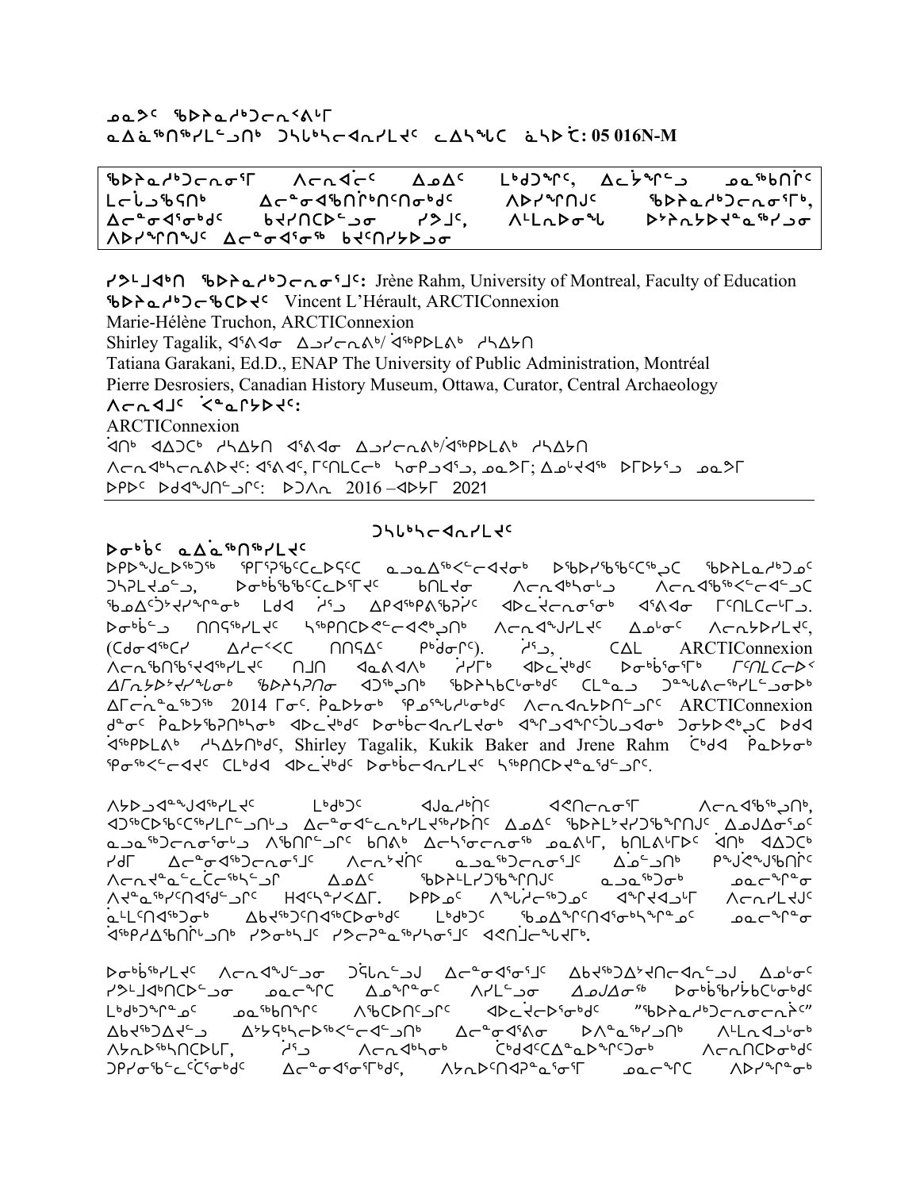**ᓄᓇᕗᑦ ᖃᐅᔨᓴᐃᑦᑐᓕᕆᕝᕕᖓ**
**ᓇᐃᓈᖅᑎᖅᓯᒪᓪᓗᑎᒃ ᑐᓴᒃᑲᓕᐊᕆᓯᒪᔪᑦ ᓚᐃᓴᓐᔅ ᓈᓴᐅᑖ: 05 016N-M**

| ᖃᐅᔨᓴᐃᑦᑐᓕᕆᓂᕐᒥ ᐱᓕᕆᐊᓖᑦ ᐃᓄᐃᑦ ᒪᒃᑯᖏᑦ, ᐃᓚᖕᖏᓪᓗ ᓄᓇᖅᑲᑎᖏᑦ ᒪᓕᒌᓗᒃᑲᑎᒃ ᐃᓕᓐᓂᐊᖅᑎᒌᒃᑎᑦᑎᓂᒃᑯᑦ ᐱᐅᓯᖏᑎᒍᑦ ᖃᐅᔨᓴᐃᑦᑐᓕᕆᓂᕐᒥᒃ, ᐃᓕᓐᓂᐊᕐᓂᒃᑯᑦ ᑲᔪᓯᑎᑦᑐᓪᓗᓂ ᓯᕗᒧᑦ, ᐱᒪᓗᐅᓂᖓ ᐅᔾᔨᕆᔭᐅᔭᓐᓇᖅᓯᓗᓂ ᐱᐅᓯᖏᑎᖑᑦ ᐃᓕᓐᓂᐊᕐᓂᖅ ᑲᔪᑎᓯᔭᐅᓗᓂ |
|---|

**ᓯᕗᓪᓕᐊᒃᑎ ᖃᐅᔨᓴᐃᑦᑐᓕᕆᓂᕐᒧᑦ:** Jrène Rahm, University of Montreal, Faculty of Education
**ᖃᐅᔨᓴᐃᑦᑐᖃᑕᐅᔪᑦ** Vincent L'Hérault, ARCTIConnexion
Marie-Hélène Truchon, ARCTIConnexion
Shirley Tagalik, ᐋᕕᐊᓂ ᐃᓗᓯᓕᕆᕕᒃ/ ᐋᖅᑭᐅᒪᕕᒃ ᓯᓴᐃᔭᑎ
Tatiana Garakani, Ed.D., ENAP The University of Public Administration, Montréal
Pierre Desrosiers, Canadian History Museum, Ottawa, Curator, Central Archaeology
**ᐱᓕᕆᐊᒧᑦ ᐹᓐᓇᒥᔭᐅᔪᑦ:**
ARCTIConnexion
ᐋᑎᒃ ᐊᐃᑐᑕᒃ ᓯᓴᐃᔭᑎ ᐋᕕᐊᓂ ᐃᓗᓯᓕᕆᕕᒃ/ᐋᖅᑭᐅᒪᕕᒃ ᓯᓴᐃᔭᑎ
ᐱᓕᕆᐊᒃᓴᓕᕆᕕᐅᔪᑦ: ᐋᕕᐊᑦ, ᒥᑦᑎᒪᑕᓕᒃ ᓴᓂᕈᐊᕐᔪ, ᓄᓇᕗᒥ; ᐃᓄᒃᔪᐊᖅ ᐅᒥᐅᔾᔪ ᓄᓇᕗᒥ
ᐅᑭᐅᑦ ᐅᑯᐊᖑᑎᓪᓗᒋᑦ: ᐅᑐᐱᕆ 2016 –ᐋᐳᕆ 2021

## ᑐᓴᒃᑲᓕᐊᕆᓯᒪᔪᑦ

**ᐅᓂᒃᑳᑦ ᓇᐃᓈᖅᑎᖅᓯᒪᔪᑦ**

ᐅᑭᐅᖑᓗᐃᖅᑐᖅ ᕿᒥᕐᕈᖃᑦᑕᐅᕙᑦᑕ ᓇᓗᓇᐃᖅᐸᓪᓕᐊᔪᓂᒃ ᐅᖃᐅᓯᖃᖃᑦᑕᖅᑐᑕ ᖃᐅᔨᒪᓇᓱᒃᑐᓄᑦ ᑐᓴᒐᔪᓄᓪᓗ, ᐅᓂᒃᑳᖃᑦᑕᐅᑎᒥᒃ ᑲᑎᒪᔪᓂ ᐱᓕᕆᐊᖃᓂᓪᓗ ᐱᓕᕆᐊᖅᐸᓪᓕᐊᓪᓗᑕ ᖃᓄᐃᑦᑐᓴᕆᓐᓂᖅ ᒪᒃᑯᐊ ᓯᓚᐅ ᐃᑭᐊᖅᑭᕖᔭᕆᑦ ᐊᐅᓚᔪᓕᕆᓂᕐᓂᒃ ᐋᕕᐊᓂ ᒥᑦᑎᒪᑕᓕᖕᒥᓗ. ᐅᓂᒃᑳᓗ ᑎᑎᕋᖅᓯᒪᔪᑦ ᓴᖅᑭᑕᐅᕙᓪᓕᐊᕙᒃᑐᑎᒃ ᐱᓕᕆᐊᖑᓯᒪᔪᑦ ᐃᓄᐃᑦ ᐱᓕᕆᔭᐅᓯᒪᔪᑦ, (ᑕᑯᓂᐊᖅᑕᓯ ᐃᓱᓕᕝᕙᑕ ᑎᑎᕋᐃᑦ ᑭᒃᑯᓂᒥᑦ). ᓯᕗᓪᓗ, ᑕᐃᒪ ARCTIConnexion ᐱᓕᕆᖃᑎᒌᑦᑐᓐᓂᖅᓯᒪᔪᑦ ᑎᒍᒥ ᐊᓇᕕᐊᕕᒃ ᓱᓯᕐᒃ ᐊᐅᓚᔾᔭᒃᑯᑦ ᐅᓂᒃᑳᓂᒥᒃ *ᒥᑦᑎᒪᑕᓕᒥᐅᑦ ᐃᒥᕐᓱᐅᔾᔨᔪᖕᓂᒃ ᖃᐅᔨᓴᕐᓂ ᐊᑐᕐᓗᑎᒃ ᖃᐅᔨᓴᖃᕐᓂᑦ ᑕᑯᓪᓚᓐᓂᖅ ᑐᓐᖓᕕᓕᖅᓯᒪᓪᓗᓂᐅᒃ* ᐃᒥᓕᓐᓇᖅᑐᖅ 2014 ᒥᓂᑦ. ᕿᓇᐅᔭᓂᒃ ᕿᓄᖕᖑᕋᓂᒃᑯᑦ ᐱᓕᕆᐊᓕᔅᓴᐅᑎᓪᓗᒋᑦ ARCTIConnexion ᑯᓐᓂᑦ ᕿᓇᐅᔭᖅᓯᑎᒃᓴᓂᒃ ᐊᐅᓚᔾᔭᒃᑯᑦ ᐅᓂᒃᑳᓕᐊᕆᓯᒪᔪᓂᒃ ᐊᖏᖅᑐᐊᖅᑎᑦᑐᒐᓗᐊᕐᓂᒃ ᑐᓂᔭᐅᕙᓪᓗᑕ ᐅᑯᐊ ᐋᖅᑭᐅᒪᕕᒃ ᓯᓴᐃᔭᑎᑯᑦ, Shirley Tagalik, Kukik Baker and Jrene Rahm ᑖᒃᑯᐊ ᕿᓇᐅᔭᓂᒃ ᕿᓂᖅᐸᓪᓕᐊᔪᑦ ᑕᒪᒃᑯᐊ ᐊᐅᓚᔾᔭᒃᑯᑦ ᐅᓂᒃᑳᓕᐊᕆᓯᒪᔪᑦ ᓴᖅᑭᑕᐅᕙᓪᓕᐊᓂᖏᓐᓂᒃ.

ᐱᔭᐅᓗᐊᓐᖑᐊᖅᓯᒪᔪᑦ ᒪᒃᑯᑦ ᐊᑐᓇᒋᒃᑎᑦ ᐊᕙᑎᓕᓂᒥ ᐱᓕᕆᐊᖅᐳᑎᒃ, ᐊᑐᖅᑕᐅᑦᑕᖅᓯᒪᒥᓪᓗᑎᓪᓗ ᐃᓕᓐᓂᐊᓕᕆᓂᕐᒧᑦ ᐃᓄᐃᑦ ᖃᐅᔨᒪᔭᑐᖃᖏᑦᑎᒍᑦ ᐃᓄᒍᐃᓂᕐᓄᑦ ᓇᓗᓇᖅᑐᕐᓂᕐᓗ ᐱᖃᑎᒌᑦ ᑲᑎᕕᒃ ᐃᓕᓴᕐᓂᕐᓂᖅ ᓄᓇᕕᒥ, ᑲᑎᒪᕕᒥᑦ ᐋᑎᒃ ᐊᐃᑐᑕᒃ ᓯᑯᒥ ᐃᓕᓐᓂᐊᖅᑐᓂᓪᓗ ᐱᓕᕆᔨᓂᓪᓗ ᓇᓗᓇᐃᖅᑐᓂᓪᓗ ᐃᓅᓪᓗᑎᒃ ᑭᖑᕚᕆᔭᕆᑦ ᐱᓕᕆᐊᓕᐅᕐᓂᖅᓴᕐᓂᖅ ᐃᓄᐃᑦ ᖃᐅᔨᒪᔭᑐᖃᖏᑦ ᓇᓗᓇᐃᖅᑐᕐᓂᒃ ᓄᓇᓕᖕᓂ ᐱᕙᓪᓕᐊᖅᓯᑎᐊᖅᑐᑦ ᕼᐊᓯᐊᓯᐅᕙᓪᓕᐊᕕᒥ. ᐅᑭᐅᓄᑦ ᐱᖓᓱᓕᖅᑐᓄᑦ ᐊᖏᕈᓯᓗᒋ ᐱᓕᕆᐊᓯᒪᔪᑦ ᓈᒪᑎᑦᑎᐊᖅᑐᓂᒃ ᐃᑲᔪᖅᑐᑎᑦᑎᐊᖅᑐᓂᒃ ᒪᒃᑯᑦ ᖃᓄᐃᓕᖓᑎᑦᑎᐊᕐᓂᒃᓴᖏᓐᓄᑦ ᓄᓇᓕᖕᓂ ᐋᖅᑭᓯᐃᖅᑎᒋᓪᓗᑎᒃ ᓯᕗᓂᒃᓴᒧᑦ ᓯᕗᓕᕆᓇᖅᓯᓂᖅᓴᕐᓂᒃ ᐊᑦᑎᒍᓐᖏᓂᖅ.

ᐅᓂᒃᑳᖅᓯᒪᔪᑦ ᐱᓕᕆᐊᖑᓪᓗᓂ ᑐᕌᒐᖓᓪᓗ ᐃᓕᓐᓂᐊᕐᓂᕐᒧᑦ ᐃᑲᔪᖅᑐᐃᔾᔪᑎᒋᔭᐅᓪᓗ ᐃᓄᐃᑦ ᓯᕗᓪᓕᐊᒃᑎᑕᐅᓗᓂ ᓄᓇᓕᖕᒥᑦ ᐃᓅᓯᖓᓂᑦ ᐱᔪᓪᓕᓗᓂ ᐃᓄᒍᐃᓂᖅ ᐅᓂᒃᑳᖃᖅᑐᖃᖃᕐᓂᒃᑯᑦ ᒪᒃᑯᑦᑐᖓᓄᑦ ᓄᓇᖅᑲᑎᖏᑦ ᐱᖃᑕᐅᑎᓪᓗᒋᑦ ᐊᐅᓚᔪᓕᕆᓂᕐᒃᑯᑦ "ᖃᐅᔨᓴᐃᑦᑐᓕᕆᓂᓕᕆᓂᖅ" ᐃᑲᔪᖅᑐᐃᔪᓐᓄ ᐃᔾᔪᔨᖅᓴᕐᓂᖅᑐᖅᓴᕐᓂᖅ ᐃᓕᓐᓂᐊᕐᕕᖕᒥ ᐅᐱᓐᓇᖅᓯᓪᓗᑎᒃ ᐱᒪᓗᐊᕐᓂᖅ ᐱᔾᔪᑎᒋᖅᓴᓄᑦ ᐱᓕᕆᐊᓂᒃ ᑖᒃᑯᐊᑕᐃᓐᓇᐅᖏᑦᑐᓂᒃ ᐱᓕᕆᐊᕆᓂᖏᓐᓂᒃ ᑐᑭᓯᓂᖃᓪᓚᑦᑖᕐᓂᒃ ᐃᓕᓐᓂᐊᕐᓂᕐᒥᒃ, ᐱᔪᓐᓇᐅᑎᐊᖃᓐᓂᕐᒥ ᓄᓇᓕᖕᒥ ᐱᐅᓯᖏᓐᓂᒃ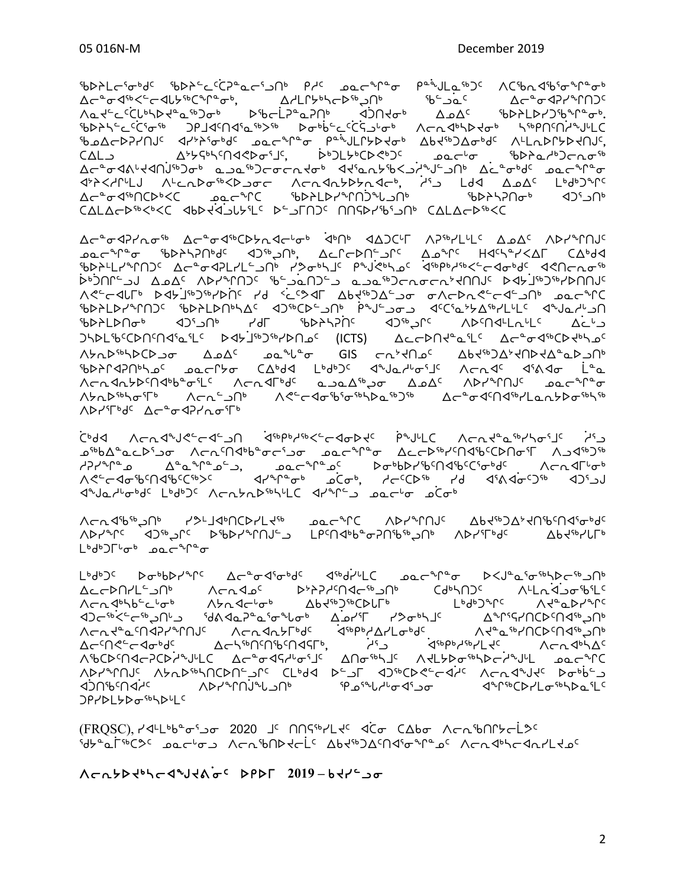ᖃᐅᔨᒪᓂᕐᓂᒃᑯᑦ ᖃᐅᔨᓪᓚᒋᑦᑖᕐᓇᓂᕐᔪᑎᒃ ᑭᓱᑦ ᓄᓇᓕᖕᓂᖕᓂ ᑭᖑᓪᓗᓇᖅᑐᑦ ᐱᑕᖃᑦᑎᐊᕐᓂᖕᓂᖕᓂᒃ ᐃᓕᓐᓂᐊᖅᐸᓪᓕᐊᓗᔾᔪᑎᖏᓐᓂᒃ, ᐃᓱᒪᒋᔭᕆᓕᖅᑐᑎᒃ ᖃᓪᓗᓈᑦ ᐃᓕᓐᓂᐊᕐᔪᐊᕆᔭᖏᑦ ᐱᓇᔪᓪᓚᕐᑖᕈᓯᖅᑕᐅᔪᓐᓇᖅᑐᓂᒃ ᐅᖃᓕᒫᕐᓇᕐᓂᒃ ᐊᑐᕐᑎᔪᓂᒃ ᐃᓄᐃᑦ ᖃᐅᔨᒪᔾᔪᑎᖏᓐᓂᒃ. ᖃᐅᔨᓴᓪᓚᕐᑖᕐᓂᖅ ᑐᑭᒧᐊᑎᑦᑎᐊᓇᖅᐳᖅ ᐅᓂᒃᑳᓪᓚᕐᑖᕈᓯᕐᓂᒃ ᐱᓕᕆᐊᖃᕐᓂᕐᓂᒃ ᓴᖅᑭᑦᑎᓯᕙᓪᓕᐊᓗᑎᒃ ᖃᓄᐃᓕᐅᕈᓯᑎᒍᑦ ᐊᓯᔾᔨᕐᓂᒃᑯᑦ ᓄᓇᓕᖕᓂ ᑭᖑᓪᓕᖅᐸᕐᓂᒃ ᐃᑲᔪᖅᑐᐃᓂᒃᑯᑦ ᐱᓪᓕᕆᐅᖅᐸᕐᓇᑎᒍᑦ, ᑕᐃᒪᓗ ᐃᔾᔪᓯᖕᖏᑦᑎᐊᕈᓐᓃᕐᓗᒍᑦ, ᐆᑐᓪᓚᔾᔪᑎᑦᑕᐅᖕᖏᑦ ᓄᓇᓕᓐᓂ ᖃᐅᔨᓇᓱᒃᑐᓕᕆᓂᕐᓂᒃ ᐃᓕᓐᓂᐊᕐᓂᓪᓗᐊᑦᑎᒍᑦᑐᓐᓂᒃ ᓇᓗᓇᖅᑐᓕᕆᓂᓕᕆᐊᕐᓂᒃ ᐊᕐᓇᓕᓴᖅᐸᒃᑐᒍᔭᕐᔪᒍᑦ ᐃᓚᓐᓂᒃᑯᑦ ᓄᓇᓕᖕᓂᖅ ᐊᕐᔨᐸᓯᒪᒍᑦ ᐱᓕᕆᐅᓂᖅᐸᖅᑐᓂᕐᓂ ᐱᓕᕆᐊᖅᑐᐅᓯᐊᓂᒃ, ᓯᓪᓗ ᒪᑯᐊ ᐃᓄᐃᑦ ᒪᒃᑯᑦᑐᕐᓂᑦ ᐃᓕᓐᓂᐊᕐᑎᑕᐅᒃᐸᑕ ᓄᓇᓕᖕᒥᑦ ᖃᐅᔨᒪᔾᔪᑎᖏᓐᓂᒃᓴᐅᓗᒍᑦ ᖃᐅᔨᓴᕐᑎᓂᒃ ᐊᑐᕐᓗᒍᑦ ᑕᐃᒪᐃᓕᓂᕐᑲᕐᑲᑦ ᐊᖃᐅᔭᐊᓗᐃᓐᓇᓕᑦ ᐅᓪᓗᒥᑎᑦ ᑎᑎᖅᑕᔪᕐᒍᑦ ᑕᐃᒪᐃᓕᓂᕐᑲᑦ

ᐃᓕᓐᓂᐊᕐᔪᐊᕆᓂᕐᓂ ᐃᓕᓐᓂᐊᖅᑕᐅᓴᕆᐊᓕᖅᑐᓂᒃ ᐋᒃᑎᒃ ᐊᐃᑐᑦᑕᐅᒥ ᐱᕈᖅᓯᒪᓪᓚᑦ ᐃᓄᐃᑦ ᐱᑐᔪᕐᖓᑎᒍᑦ ᓄᓇᓕᖕᓂᖅ ᖃᐅᔨᓴᕐᑎᖏᑦ ᐊᑐᖅᓗᒍᑦ, ᐃᓕᓐᓂᐊᖅᑐᓂᒃ ᐃᓄᖕᓂᑦ ᕼᐊᑦᓴᓐᔭᐸᐊᒥ ᑕᐃᒃᑯᐊ ᖃᐅᔨᒪᔾᔪᑎᒋᔭᕆᔪᓐᓂᒃ ᐃᓕᓐᓂᐊᕐᔪᐊᕆᓪᓗᓂᒃ ᓯᕗᓂᖓᓐᓂᒃ ᑭᖕᒍᒪᒃᑕᕐᓂᑦ ᐊᖏᕐᕋᖅᑕᖅᐸᓪᓚᓂᒃ ᐊᖅᑎᓕᕆᓂᖅ ᐆᑐᑎᓕᕆᓗᒍ ᐃᓄᐃᑦ ᐱᑐᔪᕐᖓᑎᒍᑦ ᖃᓪᓗᓈᑎᑦᑐᑦ ᓇᓗᓇᖅᑐᓕᕆᓂᕐᔪᐊᕐᓂᒃ ᐅᐊᔾᔭᕐᑐᕐᔪᕐᑎᑎᒍᑦ ᐱᕙᓪᓕᐊᓕᕐᒥᒃ ᐅᐊᔾᔭᕐᑐᕐᔪᕐᑎᑎᑦ ᓯᑯ ᓵᓚᐃᔭᕐᒥ ᐃᑲᔪᕐᑐᐃᓂᖏᑦ ᓂᐊᓕᕆᓂᕐᓂᖕᓂᒃ ᓄᓇᓕᖕᓂᑦ ᖃᐅᔨᒪᔾᔪᑎᒋᔭᕆᔪᓐᓂᒃ ᖃᐅᔨᒪᐅᓴᐃᑦ ᐊᑐᕐᑕᐅᓂᓐᓂᒃ ᑭᖕᒍᒪᓂᕐᓗᓂ ᐊᑦᑕᓇᕐᔭᐃᖅᓯᒪᓪᓚᑦ ᐊᖕᒍᓇᓯᐊᓗᒍᑎ ᖃᐅᔨᒪᑎᓂᒃ ᐊᑐᕐᓗᓂᒃ ᓯᑯᒥ ᖃᐅᔨᓴᕐᑎᑦ ᐊᑐᖅᓗᓂᑦ ᐊᐳᑎᐊᓪᓚᓗᓪᓚᑦ ᐃᓚᓗ ᑐᓴᒪᒋᑦᑕᐅᑎᑦᑎᐊᕐᓇᓪᓚᑦ ᐅᐊᔾᔭᕐᑐᕐᔪᕐᑎᓄᑦ (ICTS) ᐃᓕᓐᓂᐅᑎᔾᔪᓐᓇᓪᓚᑦ ᐃᓕᓐᓂᐊᕐᑕᐅᔪᓐᓄᑦ ᐱᔭᕆᐅᖅᓴᐅᑕᐅᓗᓂ ᐃᓄᐃᑦ ᓄᓇᖓᓐᓂ GIS ᓕᓐᔾᔪᑎᓄᑦ ᐃᑲᔪᖅᑐᐃᔾᔪᑎᐅᔾᔪᐃᓇᓂᓗᑦ ᖃᐅᔨᒋᐊᕈᑎᕐᓴᓄᑦ ᓄᓇᓕᖕᔭᓂ ᑕᐃᒃᑯᐊ ᒪᒃᑯᑦ ᐊᖕᒍᓇᓯᐊᓂᕐᒍᑦ ᐱᓕᕆᐊᑦ ᐊᕐᕕᐊᓂ ᒫᓇ ᐱᓕᕆᐊᕆᓴᐅᑎᑦᑎᐊᕐᓇᖅᐸᓪᓚᑦ ᐱᓕᕆᐊᒥᒃᑯᑦ ᓇᓗᓇᐃᖅᓯᓂ ᐃᓄᐃᑦ ᐱᑐᔪᕐᖓᑎᒍᑦ ᓄᓇᓕᖕᓂ ᐱᔭᕆᐅᖅᓴᓂᕐᒥᒃ ᐱᓕᕆᓪᓗᑎᒃ ᐱᕙᓪᓕᐊᓂᖅᑕᕐᓂᖅᓴᐅᓇᖅᑐᖅ ᐃᓕᓐᓂᐊᕐᑎᑕᐅᓯᒪᓇᓱᓂᖅᓴᖅ ᐱᑐᔪᕐᒥᒃᑯᑦ ᐃᓕᓐᓂᐊᕐᔪᐊᕆᓂᕐᒥᒃ

ᑖᒃᑯᐊ ᐱᓕᕆᐊᖑᕙᓪᓕᐊᓪᓗᑎ ᐊᖅᑯᑎᖅᐸᓪᓚᐊᓂᐅᔪᑦ ᑮᖑᒪᓕᑕ ᐱᓕᕆᔾᔭᓇᖅᓯᓴᓂᕐᒍᑦ ᓯᓪᓗ ᓄᖃᐃᓐᓇᓕᐅᕐᓗᓂ ᐱᓕᕆᐊᖅᑎᑦᑎᔭᕐᓂᕐᓗᓂ ᓄᓇᓕᖕᓂᖅ ᐃᓕᓐᓂᐅᖅᓯᒪᑎᑦᑐᑎᑦᑎᓂᕐᒥ ᐱᖃᑎᖏᓐᓂᒃ ᓯᑐᔪᕐᓇᓗ ᐃᓐᓇᕐᓇᓗᓂᑦ, ᓄᓇᓕᖕᓄᑦ ᐅᓂᒃᑳᓕᐅᕐᑎᑦᑎᑲᑦᑕᕐᓂᑦ ᐱᓕᕆᐊᒥᒃ ᐱᕙᓪᓕᐊᓂᖅᑎᑦᑎᑲᑦᑕᕐᐸᑦ ᐊᓯᐊᓂᒃ ᓄᑖᓂᒃ, ᓯᓚᑦᑐᖅ ᓯᑯ ᐊᕕᐊᓂᒃᑐᖅ ᐊᑐᕐᓗᒍ ᐊᖕᒍᓇᓯᐊᓂᕐᒍᑦ ᒪᒃᑯᑦ ᐱᓕᕆᓴᐅᑎᓯᒪᓕᑦ ᐊᔪᕐᓗ ᓄᓇᓕᖕᓂ ᓄᑖᓂᒃ

ᐱᓕᕆᐊᖅᓗᑎᒃ ᓯᕗᓪᓕᐊᕐᑎᑦᑐᓯᒪᕕᖅ ᓄᓇᓕᖕᒥᑦ ᐱᑐᔪᕐᖓᑎᒍᑦ ᐃᑲᔪᖅᑐᐃᔾᔪᑎᖃᕐᑎᑦᑎᐊᕐᓂᖏᑦ ᐱᑐᔪᕐᖓᑦ ᐊᑐᖅᓗᒍᑦ ᐅᖃᐅᓯᕐᖓᑎᒍᑦᑐ ᒪᓕᑎᑦᑎᐊᕐᓇᓂᕆᖅᑕᖅᓗᑎᒃ ᐱᑐᔪᕐᒥᒃ ᐃᑲᔪᕐᓯᒪᒥᒃ ᒪᒃᑯᑦᑐᕐᒥᒃ ᓄᓇᓕᖕᓂᖅ

ᒪᒃᑯᑦᑐᑦ ᐅᓂᒃᑳᓕᐅᖅᑎᑦ ᐃᓕᓐᓂᐊᕐᓂᒃᑯᑦ ᐊᕐᑯᑖᓕᓪᓗᑕ ᓄᓇᓕᖕᓂᖅ ᐅᐸᒍᓇᕐᓂᖅᓴᐃᓕᖅᑐᑎᒃ ᐃᓕᓕᐅᑎᓯᒪᓪᓗᑎᒃ ᐱᓕᕆᐊᓄᑦ ᐅᔾᔨᕐᓱᖅᑎᑕᐃᓕᖅᑐᑎᒃ ᑕᐃᒃᓯᐅᑎᑦ ᐱᒪᓕᕆᐊᓗᓂᕐᒥᒃ ᐱᓕᕆᐊᒃᓴᑲᓪᓚᓂᒃ ᐱᔭᕆᐊᑲᓪᓚᓂᒃ ᐃᑲᔪᖅᑐᕐᑕᐅᒥᒃ ᒪᒃᑯᑦᑐᕐᓄᑦ ᐱᔪᓇᕐᓯᒪᕐᓂ ᐊᑐᓕᕐᑳᓪᓕᕐᓗᒍᑦᓗ ᖁᕕᐊᓇᕐᓇᕐᓂᕐᓗᓂᒃ ᐃᓅᓯᒥ ᓯᕗᓂᖓᓐᓂᒃ ᐃᖕᓯᖅᑯᓯᓐᓂᖅᑕᖅᑎᑦᑎᐊᕐᓂᒃ ᐱᕙᓪᓕᐊᕐᑎᑦᑐᕐᓂᓯᒪᔪᖕᓂᒃ ᐱᓕᕆᐊᓯᐅᑎᖃᑦ ᐊᕐᖃᕐᓱᓯᒪᓂᓐᓂᒃ ᐱᕙᓪᓕᐊᓕᑦᑎᑦᑎᐊᕐᓗᒍᑦ ᐃᓕᑎᕐᓕᐊᓂᒃ ᐃᓕᓴᕐᑎᕐᑎᑦᑎᐊᕐᒥᒃ, ᓯᓪᓗ ᐊᕐᖃᕐᓱᓯᒪᔪᑦ ᐱᓕᕆᐊᒃᓴᐃ ᐱᖅᑕᐅᑎᑦᑎᐊᕐᑕᐅᔪᓐᓇᕐᓯᒪᓪᓗᒍ ᐃᓕᓐᓂᐊᕆᐊᖃᕐᓂᖏᓐᓂᒃ ᐃᑎᓂᕐᓴᑦ ᐱᔪᒪᔪᓂᕐᓴᐅᔪᕐᒪᓪᓗ ᓄᓇᓕᖕᓂ ᐱᑐᔪᕐᖓᑦ ᐱᔭᕆᐅᖅᓴᐅᑎᑦᑕᐅᓂᖅᑐᑦ ᑕᒃᑯᐊ ᐅᓪᓗᒥ ᐊᑐᕐᑕᐅᓪᓚᕆᐊᑦ ᐱᓕᕆᐊᖑᔪᑦ ᐅᓂᒃᑳᓗ ᐊᑐᕐᑎᑦᑎᐊᕐᓂᑦ ᐱᑐᔪᕐᖓᑎᒍᑦ ᖃᓄᖅᑲᓪᓗᒍᓂᐊᕐᓂ ᐊᖕᒋᕐᑕᐅᓯᒪᓂᕐᓴᐅᓇᖅᑐᖅ ᑐᑭᓯᐅᒪᔪᓂᕐᓴᐅᓯᒪᑦ

(FRQSC), ᓯᐊᒪᒃᑲᓂᕐᓗᓂ 2020 ᒧᑦ ᑎᑎᕋᖅᓯᒪᔪᑦ ᐋᑎᓂ ᑕᐃᑲᓂ ᐱᓕᕆᕐᑎᑦᓯᒫᕐᐳᑦ ᖁᔭᓇᒦᖅᑕᕐᐳᑦ ᓄᓇᓕᓐᓂᓗ ᐱᓕᕆᕐᑎᐅᔭᓕᒫᑦ ᐃᑲᔪᖅᑐᐃᑦᑎᐊᕐᓂᕐᓇᓄᑦ ᐱᓕᕆᐊᒃᓴᓕᐊᕆᓯᒪᔭᓄᑦ

## ᐱᓕᕆᔭᐅᔪᒃᓴᓕᐊᖑᔭᕕᓂᑦ ᐅᑭᐅᒥ 2019 – ᑲᔪᓯᓗᓂ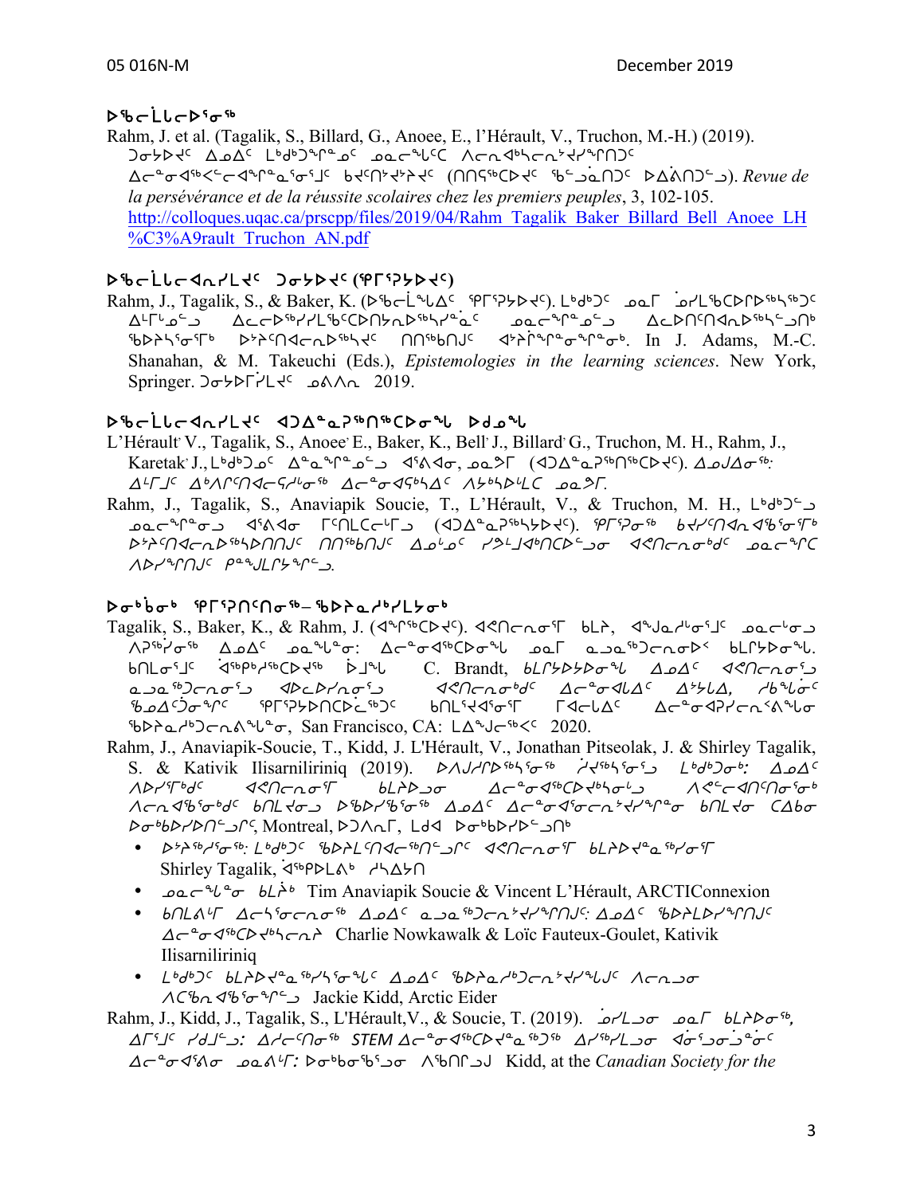## ᐅᖃᓕᒫᒐᓕᐅᕐᓂᖅ

Rahm, J. et al. (Tagalik, S., Billard, G., Anoee, E., l'Hérault, V., Truchon, M.-H.) (2019). ᑐᓂᔭᐅᔪᑦ ᐃᓄᐃᑦ ᒪᒃᑯᒃᑐᖏᓐᓄᑦ ᓄᓇᓕᖕᒋᑦᑕ ᐱᓕᕆᐊᖅᓯᓕᕐᓯᔪᖏᑎᑦ ᐃᓕᓐᓂᐊᖅᐸᓪᓕᐊᖏᓐᓇᕐᓂᕐᒧᑦ ᑲᔪᑦᑎᕐᔪᔾᔨᔪᑦ (ᑎᑎᕋᖅᑕᐅᔪᑦ ᖃᓪᓗᓈᑎᑐᑦ ᐅᐃᕖᑎᑐᓪᓗ). *Revue de la persévérance et de la réussite scolaires chez les premiers peuples*, 3, 102-105. http://colloques.uqac.ca/prscpp/files/2019/04/Rahm_Tagalik_Baker_Billard_Bell_Anoee_LH%C3%A9rault_Truchon_AN.pdf

## ᐅᖃᓕᒫᒐᓕᐊᕆᓯᒪᔪᑦ ᑐᓂᔭᐅᔪᑦ (ᕿᒥᕐᕈᔭᐅᔪᑦ)

Rahm, J., Tagalik, S., & Baker, K. (ᐅᖃᓕᒫᖕᒐᐃᑦ ᕿᒥᕐᕈᔭᐅᔪᑦ). ᒪᒃᑯᒃᑐᑦ ᓄᓇᒥ ᓅᓯᒪᖃᑦᑕᕐᒥᐅᑉᓴᖅᑐᑦ ᐃᒻᒥᒃᑯᓐᓄ ᐃᓕᓕᐅᖅᓯᓯᒪᖃᑦᑕᐅᑎᔭᕆᐅᖅᓴᔾᔨᓐᓇᑦ ᓄᓇᓕᖕᒥᓐᓄᑦᓗ ᐃᓕᐅᑎᑦᑎᐊᕆᐅᖅᓴᓪᓗᑎᒃ ᖃᐅᔨᓴᕐᓂᕐᒥᒃ ᐅᔾᔨᕐᑎᐊᓕᕆᐅᖅᓴᔪᑦ ᑎᑎᖅᑲᑎᒍᑦ ᐊᔾᔨᒌᖕᒥᓐᓂᖕᒥᓂᒃ. In J. Adams, M.-C. Shanahan, & M. Takeuchi (Eds.), *Epistemologies in the learning sciences*. New York, Springer. ᑐᓂᔭᐅᒥᕐᓯᒪᔪᑦ ᓄᕕᐱᓕ 2019.

## ᐅᖃᓕᒫᒐᓕᐊᕆᓯᒪᔪᑦ ᐊᑐᐃᓐᓇᕈᖅᑎᖅᑕᐅᓂᖓ ᐅᑯᓄᖓ

L'Hérault V., Tagalik, S., Anoee E., Baker, K., Bell J., Billard G., Truchon, M. H., Rahm, J., Karetak J., ᒪᒃᑯᒃᑐᓄᑦ ᐃᓐᓇᕐᓂᓐᓄᑦᓗ ᐊᕐᕕᐊᓂ, ᓄᓇᕗᒥ (ᐊᑐᐃᓐᓇᕈᖅᑎᖅᑕᐅᔪᑦ). *ᐃᓄᒍᐃᓂᖅ: ᐃᒻᒥᒎᑦ ᐃᑉᐱᒋᑦᑎᐊᓕᖅᓯᒐᓂᖅ ᐃᓕᓐᓂᐊᖅᓴᐃᑦ ᐱᔭᒃᓴᐅᒐᒪᑕ ᓄᓇᕗᒥ.*

Rahm, J., Tagalik, S., Anaviapik Soucie, T., L'Hérault, V., & Truchon, M. H., ᒪᒃᑯᒃᑐᓄᑦ ᓄᓇᓕᖕᒥᓂ ᐊᕐᕕᐊᓂ ᒥᑦᑎᒪᑕᓕᒥ (ᐊᑐᐃᓐᓇᕈᖅᓴᔭᐅᔪᑦ). *ᕿᒥᕐᕈᓂᖅ ᑲᔪᓯᑎᐊᓇ ᐊᑲᐅᓂᖅᓯᒃ ᐅᔾᔨᕐᑎᐊᓕᕆᐅᖅᓴᑎᑦᑎᑦ ᑎᑎᖅᑲᑎᑦ ᐃᓄᒋᓐᓂᑦ ᓯᕗᓪᓕᐊᒃᑎᑕᐅᓪᓗᓂ ᐊᕙᑎᓕᕆᓂᒃᑯᑦ ᓄᓇᓕᖕᒋᑦ ᐱᐅᓯᕐᒋᑎᑦ ᑭᓐᖑᒪᒋᔭᕐᒋᓪᓗ.*

## ᐅᓂᒃᑳᓂᒃ ᕿᒥᕐᕈᑎᑦᑎᓂᖅ– ᖃᐅᔨᓴᕐᓯᒪᔭᓂᒃ

Tagalik, S., Baker, K., & Rahm, J. (ᐊᖏᖅᑕᐅᔪᑦ). ᐊᕙᑎᓕᓂᒥ ᑲᒪᔨ, ᐊᖑᓇᓱᒡᓂᕐᒧᑦ ᓄᓇᓕᒡᓂᓗ ᐱᕈᖅᓯᓂᖅ ᐃᓄᐃᑦ ᓄᓇᖓᓂ: ᐃᓕᓐᓂᐊᖅᑕᐅᓂᖓ ᓄᓇᒥ ᓇᓗᓇᖅᑐᓕᕆᓂᐅᑉ ᑲᒥᔭᐅᓂᖓ. ᑲᑎᒪᓂᕐᒧᑦ ᐊᖅᑭᒋᔭᖅᑕᐅᔪᖅ ᐆᒧᖓ C. Brandt, *ᑲᒥᔭᐅᔭᐅᓂᖓ ᐃᓄᐃᑦ ᐊᕙᑎᓕᓂᕐᒧᑦ ᓇᓗᓇᖅᑐᓕᕆᓂᕐᒧ ᐊᐅᓚᐅᓯᓂᕐᒧ ᐊᕙᑎᓕᓂᒃᑯᑦ ᐃᓕᓐᓂᐊᕐᒪᑦ ᐃᔾᔪᒪ, ᓯᑲᖕᒥᑦ ᖃᓄᐃᒎᓐᖏᑦ ᕿᒥᕐᕈᔭᐅᑎᑕᐅᓛᖅᑐᑦ ᑲᑎᒪᕝᕕᐊᓂ ᒥᐊᓕᕐᐃᑦ ᐃᓕᓐᓂᐊᕈᓯᓕᕆᓂᖅᐸᖕᒐᓂ ᖃᐅᔨᓴᖅᑐᓕᕆᓂᖕᓂ*, San Francisco, CA: ᒪᐃᖑᓕᖅᐸ 2020.

Rahm, J., Anaviapik-Soucie, T., Kidd, J. L'Hérault, V., Jonathan Pitseolak, J. & Shirley Tagalik, S. & Kativik Ilisarniliriniq (2019). ᐅᐱᒍᓱᒋᐅᖅᓴᕐᓂᖅ ᓯᔪᖅᓴᕐᓂᕐᒧ *ᒪᒃᑯᑐᓂᒃ: ᐃᓄᐃᑦ ᐱᐅᓯᕐᒋᑦ ᐊᕙᑎᓕᓂᕐᒥ ᑲᒥᔭᐅᓂ ᐃᓕᓐᓂᐊᖅᑕᐅᔪᖅᓴᓂᓪᓗ ᐱᕙᓪᓕᐊᑎᑦᑎᓂᕐᓂᒃ ᐱᓕᕆᐊᖃᕐᓂᒃᑯᑦ ᑲᑎᒪᔪᓂ ᐅᖃᐅᓯᖃᕐᓂᖅ ᐃᓄᐃᑦ ᐃᓕᓐᓂᐊᕐᓂᓕᕆᔾᔪᔾᔨᓂ ᑲᑎᒪᔪᓂ ᑕᐃᕙᓂ ᐅᓂᒃᑳᓯᐅᑎᓪᓗᒋᑦ*, Montreal, ᐅᑐᐱᕆ, ᒪᑯᐊ ᐅᓂᒃᑳᓯᐅᑎᓪᓗᑎᒃ

- *ᐅᔾᔨᕐᓱᕐᓂᖅ: ᒪᒃᑯᑦ ᖃᐅᔨᒪᑎᑦᑎᐊᓕᖅᑎᓪᓗᒋᑦ ᐊᕙᑎᓕᓂᒥ ᑲᒪᔨᐅᔪᓐᓇᖅᓯᓂᒥ* Shirley Tagalik, ᐊᖅᑯᑎᒪᕝᕕᒃ ᓯᓴᐃᔭᑎ
- *ᓄᓇᓕᖕᒪᓂ ᑲᒪᔩᑦ* Tim Anaviapik Soucie & Vincent L'Hérault, ARCTIConnexion
- *ᑲᑎᒪᕕᒻᒥ ᐃᓕᓭᓂᓕᕆᓂᖅ ᐃᓄᐃᑦ ᓇᓗᓇᖅᑐᓕᕆᔾᔪᔾᔨᓐᓂᑦ: ᐃᓄᐃᑦ ᖃᐅᔨᒪᐅᓯᕐᒋᑦ ᐃᓕᓐᓂᐊᖅᑕᐅᔪᓴᓕᕆᔨ* Charlie Nowkawalk & Loïc Fauteux-Goulet, Kativik Ilisarniliriniq
- *ᒪᒃᑯᑦ ᑲᒥᔭᐅᔪᓐᓇᖅᓯᓴᕐᓂᖓᑦ ᐃᓄᐃᑦ ᖃᐅᔨᓴᖅᑐᓕᕆᔾᔪᔾᔨᖕᒍᑦ ᐱᓕᕆᓂ ᐱᑕᖃᓐᓂᕐᓂᖕᒋᑦᓗ* Jackie Kidd, Arctic Eider

Rahm, J., Kidd, J., Tagalik, S., L'Hérault,V., & Soucie, T. (2019). *ᓅᓯᒪᓂ ᓄᓇᒥ ᑲᒥᔭᐅᓂᖅ, ᐃᒥᕐᒧᑦ ᓯᑯᒧᓪᓗ: ᐃᓯᓕᕐᑎᓂᖅ STEM ᐃᓕᓐᓂᐊᖅᑕᐅᓇᖅᑐᖅ ᐃᒋᖅᓯᒪᓂ ᐊᓂᕐᓗᓂᓗᓐᓂᑦ ᐃᓕᓐᓂᐊᕐᕕᓂ ᓄᓇᕕᒻᒥ: ᐅᓂᒃᑲᓂᖅᑐᓂ* ᐱᖅᑎᒥᓗᒍ Kidd, at the *Canadian Society for the*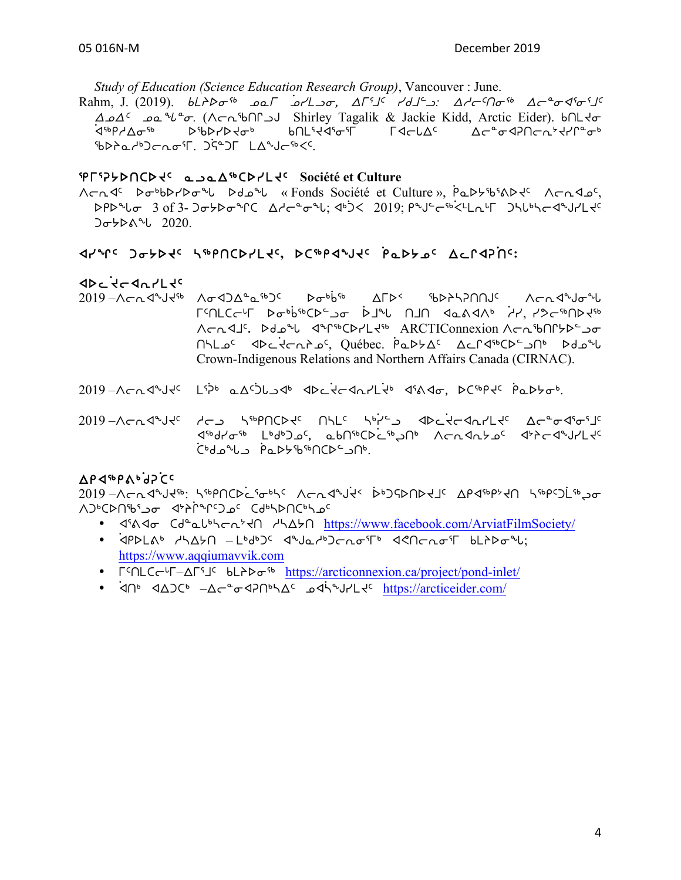*Study of Education (Science Education Research Group)*, Vancouver : June.

Rahm, J. (2019). ᑲᒪᔨᐅᓂᖅ ᓄᓇᒥ ᓅᓯᒪᓗᓂ, ᐃᒥᕐᒧᑦ ᓯᑯᒧᓪᓗ: ᐃᓱᓕᑦᑎᓂᖅ ᐃᓕᓐᓂᐊᕐᓂᕐᒧᑦ ᐃᓄᐃᑦ ᓄᓇᖓᓐᓂ. (ᐱᓕᕆᖃᑎᒌᒍ Shirley Tagalik & Jackie Kidd, Arctic Eider). ᑲᑎᒪᔪᓂ ᐊᖏᓯᐃᓂᖅ ᐅᖃᐅᓯᐅᔪᓄᑦ ᑲᑎᒪᕐᔪᐊᕐᓂᕐᒥ ᒥᐊᓕᒐᐃᑦ ᐃᓕᓐᓂᐊᕈᑎᓕᕆᔨᒋᓐᓂᒃ ᖃᐅᔨᓴᖅᑐᓕᕆᓂᕐᒥ. ᑐᕋᕐᑐᒥ ᒪᐃᖑᓕᖅᐸᑦ.

## ᕿᒥᕐᕈᔭᐅᑎᑕᐅᔪᑦ ᓇᓗᓇᐃᖅᑕᐅᓯᒪᔪᑦ Société et Culture

ᐱᓕᕆᐊᑦ ᐅᓂᒃᑳᕐᓯᐅᓂᖓ ᐅᖃᓐᖓ « Fonds Société et Culture », ᖃᓄᐃᓕᖓᓂᐅᔪᑦ ᐱᓕᕆᐊᓄᑦ, ᐅᑭᐅᖓᓂ 3 of 3- ᑐᓂᔭᐅᓂᖏᑕ ᐃᓱᓕᓐᓂᖓ; ᐊᒃᑐᐸ 2019; ᑭᖑᓪᓕᖅᐹᒪᕆᒻᒥ ᑐᓴᒃᓴᓕᐊᖑᒍᓯᒪᔪᑦ ᑐᓂᔭᐅᕕᖓ 2020.

## ᐊᓯᙱᑦ ᑐᓂᔭᐅᔪᑦ ᓴᖅᑭᑕᐅᓯᒪᔪᑦ, ᐅᑕᖅᑭᐊᖑᔪᑦ ᖃᓄᐃᓘᓐ ᐃᓚᒋᐊᕈᑏᑦ:

### ᐊᐅᓚᔾᔭᐊᑎᓯᒪᔪᑦ

2019 –ᐱᓕᕆᐊᖑᔪᖅ ᐱᓂᐊᑐᐃᓐᓇᖅᑐᑦ ᐅᓂᒃᑳᖅ ᐃᒥᐅᑉ ᖃᐅᔨᓴᕈᑎᑎᒍᑦ ᐱᓕᕆᐊᖑᓂᖓ ᒥᑦᑎᒪᑕᓖᒥ ᐅᓂᒃᑳᖅᑕᐅᓗᓂ ᐆᒧᖓ ᑎᒧᑎ ᐊᓇᕙᐊᐱᒃ ᓲᓯ, ᓯᕗᓕᖅᑎᐅᔪᖅ ᐱᓕᕆᐊᒧᑦ. ᐅᑯᓄᖓ ᐊᖏᖅᑕᐅᓯᒪᔪᖅ ARCTIConnexion ᐱᓕᕆᖃᑎᒋᔭᐅᓪᓗᓂ ᑎᓴᒪᓄᑦ ᐊᐅᓚᔾᔭᕆᐊᓄᑦ, Québec. ᖃᓄᐃᔭᐃᑦ ᐃᓚᒋᐊᖅᑕᐅᓪᓗᑎᒃ ᐅᑯᓄᖓ Crown-Indigenous Relations and Northern Affairs Canada (CIRNAC).

2019 –ᐱᓕᕆᐊᖑᔪᑦ ᒪᕐᕈᒃ ᓇᐃᑦᑐᒐᓗᐊᒃ ᐊᐅᓚᔾᔭᐊᑎᓯᒪᔫᒃ ᐊᕐᕕᐊᓂ, ᐅᑕᖅᑭᔪᑦ ᖃᓄᐃᔭᓂᒃ.

2019 –ᐱᓕᕆᐊᖑᔪᑦ ᓯᓕᓗ ᓴᖅᑭᑕᐅᔪᑦ ᑎᓴᒪᑦ ᓴᒃᓰᓪᓗ ᐊᐅᓚᔾᔭᐊᑎᓯᒪᔪᑦ ᐃᓕᓐᓂᐊᕐᓂᕐᒧᑦ ᐊᖅᑯᓯᓂᖅ ᒪᒃᑯᒃᑐᓄᑦ, ᓇᑲᑎᖅᑕᐅᓚᖅᓗᑎᒃ ᐱᓕᕆᐊᕆᔭᓄᑦ ᐊᔾᔨᓕᐊᖑᒍᓯᒪᔪᑦ ᑖᒃᑯᓇᖓᓗ ᖃᓄᐃᓕᖓᖅᑎᑕᐅᓪᓗᑎᒃ.

### ᐃᑭᐊᖅᑭᕖᒃᑯᑦ ᑕᑦ

2019 –ᐱᓕᕆᐊᖑᔪᖅ: ᓴᖅᑭᑕᐅᓕᕐᓂᒃᓴᑦ ᐱᓕᕆᐊᖑᔪᐸ ᐆᒃᑐᕋᐅᑎᔪᒧᑦ ᐃᑭᐊᖅᑭᔾᔪᑎ ᓴᖅᑭᑐᒫᖅᓗᓂ ᐱᑐᒃᑕᐅᑎᒃᑲᓗᓂ ᐊᔾᔨᙳᕐᑐᓄᑦ ᑕᑯᒃᓴᐅᑎᑦᓴᓄᑦ

- ᐊᕐᕕᐊᓂ ᑕᖅᓇᕈᒃᓴᓕᕆᔾᔪᑎ ᓯᓴᐱᑎ https://www.facebook.com/ArviatFilmSociety/
- ᐋᑭᐅᒪᕚᒃ ᓯᓴᐱᑎ –ᒪᒃᑯᒃᑐᑦ ᐊᖑᓇᓱᒃᑐᓕᕆᓂᕐᒥᒃ ᐊᕙᑎᓕᕆᓂᕐᒥ ᑲᒪᔨᐅᓂᖓ; https://www.aqqiumavvik.com
- ᒥᑦᑎᒪᑕᓕᒻᒥ–ᐃᒥᕐᒧᑦ ᑲᒪᔨᐅᓂᖅ https://arcticonnexion.ca/project/pond-inlet/
- ᐋᑎᒃ ᐊᐃᐅᑕᒃ –ᐃᓕᓐᓂᐊᕈᑎᒃᓴᐃᑦ ᓄᐋᓴᖑᒍᓯᒪᔪᑦ https://arcticeider.com/